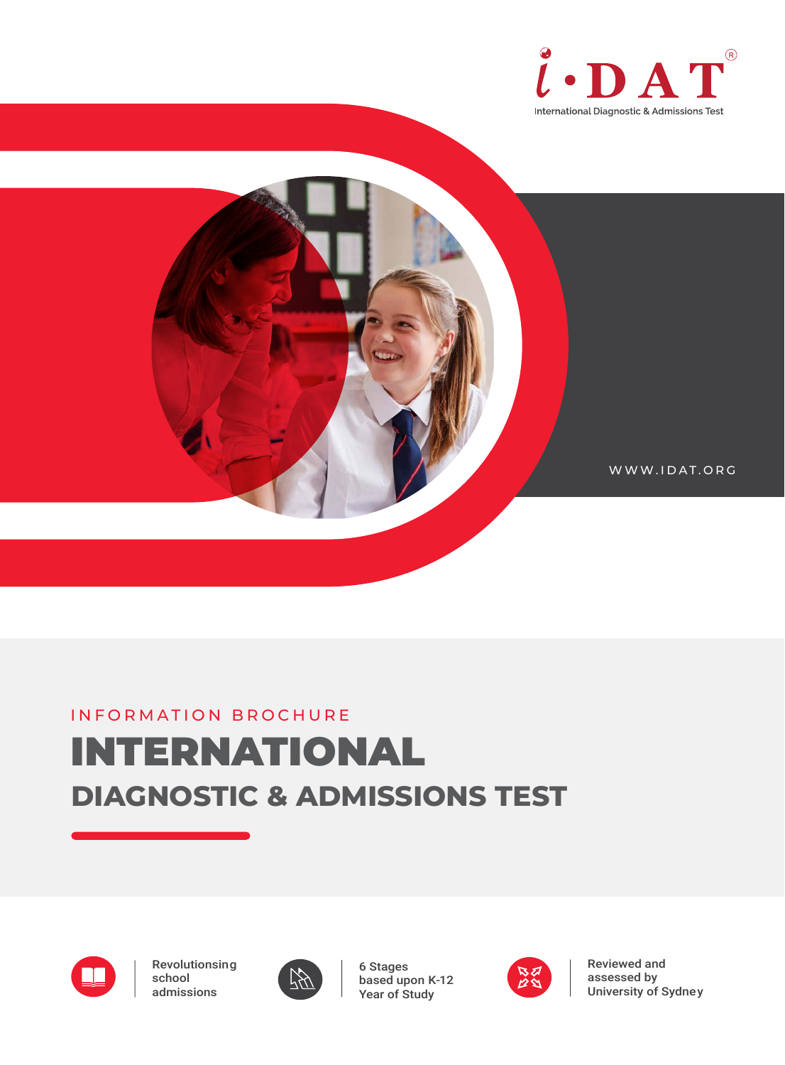i•DAT®

International Diagnostic & Admissions Test

WWW.IDAT.ORG

INFORMATION BROCHURE

# INTERNATIONAL

## DIAGNOSTIC & ADMISSIONS TEST

Revolutionising school admissions

6 Stages based upon K-12 Year of Study

Reviewed and assessed by University of Sydney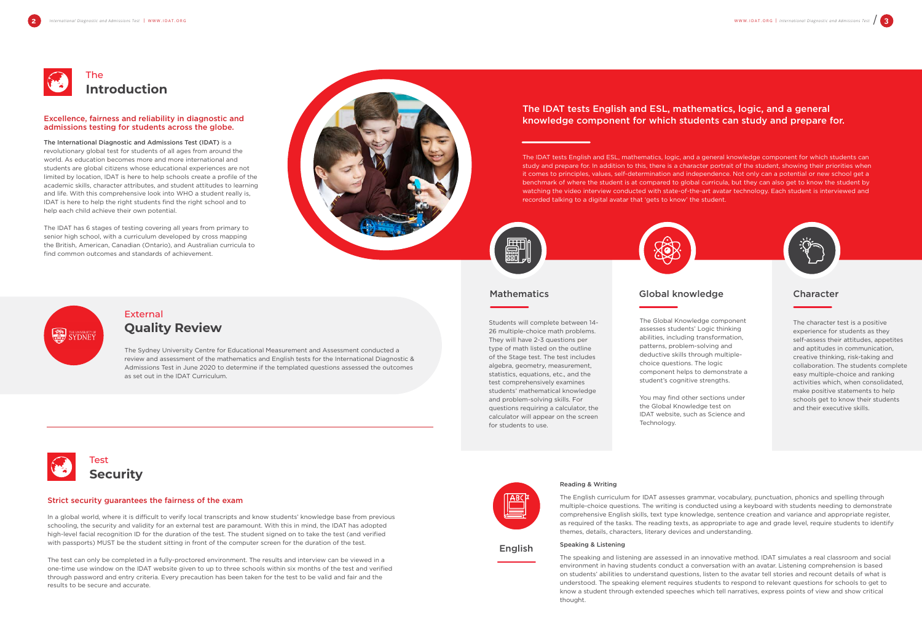# The Introduction

## Excellence, fairness and reliability in diagnostic and admissions testing for students across the globe.

The International Diagnostic and Admissions Test (IDAT) is a revolutionary global test for students of all ages from around the world. As education becomes more and more international and students are global citizens whose educational experiences are not limited by location, IDAT is here to help schools create a profile of the academic skills, character attributes, and student attitudes to learning and life. With this comprehensive look into WHO a student really is, IDAT is here to help the right students find the right school and to help each child achieve their own potential.

The IDAT has 6 stages of testing covering all years from primary to senior high school, with a curriculum developed by cross mapping the British, American, Canadian (Ontario), and Australian curricula to find common outcomes and standards of achievement.

# External Quality Review

The Sydney University Centre for Educational Measurement and Assessment conducted a review and assessment of the mathematics and English tests for the International Diagnostic & Admissions Test in June 2020 to determine if the templated questions assessed the outcomes as set out in the IDAT Curriculum.

# Test Security

## Strict security guarantees the fairness of the exam

In a global world, where it is difficult to verify local transcripts and know students' knowledge base from previous schooling, the security and validity for an external test are paramount. With this in mind, the IDAT has adopted high-level facial recognition ID for the duration of the test. The student signed on to take the test (and verified with passports) MUST be the student sitting in front of the computer screen for the duration of the test.

The test can only be completed in a fully-proctored environment. The results and interview can be viewed in a one-time use window on the IDAT website given to up to three schools within six months of the test and verified through password and entry criteria. Every precaution has been taken for the test to be valid and fair and the results to be secure and accurate.

## The IDAT tests English and ESL, mathematics, logic, and a general knowledge component for which students can study and prepare for.

The IDAT tests English and ESL, mathematics, logic, and a general knowledge component for which students can study and prepare for. In addition to this, there is a character portrait of the student, showing their priorities when it comes to principles, values, self-determination and independence. Not only can a potential or new school get a benchmark of where the student is at compared to global curricula, but they can also get to know the student by watching the video interview conducted with state-of-the-art avatar technology. Each student is interviewed and recorded talking to a digital avatar that 'gets to know' the student.

### Mathematics

Students will complete between 14-26 multiple-choice math problems. They will have 2-3 questions per type of math listed on the outline of the Stage test. The test includes algebra, geometry, measurement, statistics, equations, etc., and the test comprehensively examines students' mathematical knowledge and problem-solving skills. For questions requiring a calculator, the calculator will appear on the screen for students to use.

### Global knowledge

The Global Knowledge component assesses students' Logic thinking abilities, including transformation, patterns, problem-solving and deductive skills through multiple-choice questions. The logic component helps to demonstrate a student's cognitive strengths.

You may find other sections under the Global Knowledge test on IDAT website, such as Science and Technology.

### Character

The character test is a positive experience for students as they self-assess their attitudes, appetites and aptitudes in communication, creative thinking, risk-taking and collaboration. The students complete easy multiple-choice and ranking activities which, when consolidated, make positive statements to help schools get to know their students and their executive skills.

### English

#### Reading & Writing

The English curriculum for IDAT assesses grammar, vocabulary, punctuation, phonics and spelling through multiple-choice questions. The writing is conducted using a keyboard with students needing to demonstrate comprehensive English skills, text type knowledge, sentence creation and variance and appropriate register, as required of the tasks. The reading texts, as appropriate to age and grade level, require students to identify themes, details, characters, literary devices and understanding.

#### Speaking & Listening

The speaking and listening are assessed in an innovative method. IDAT simulates a real classroom and social environment in having students conduct a conversation with an avatar. Listening comprehension is based on students' abilities to understand questions, listen to the avatar tell stories and recount details of what is understood. The speaking element requires students to respond to relevant questions for schools to get to know a student through extended speeches which tell narratives, express points of view and show critical thought.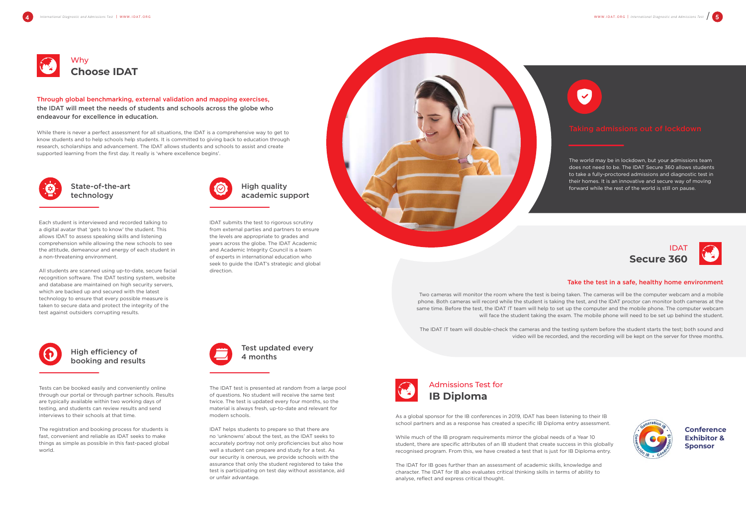## Why Choose IDAT

**Through global benchmarking, external validation and mapping exercises, the IDAT will meet the needs of students and schools across the globe who endeavour for excellence in education.**

While there is never a perfect assessment for all situations, the IDAT is a comprehensive way to get to know students and to help schools help students. It is committed to giving back to education through research, scholarships and advancement. The IDAT allows students and schools to assist and create supported learning from the first day. It really is 'where excellence begins'.

### State-of-the-art technology

Each student is interviewed and recorded talking to a digital avatar that 'gets to know' the student. This allows IDAT to assess speaking skills and listening comprehension while allowing the new schools to see the attitude, demeanour and energy of each student in a non-threatening environment.

All students are scanned using up-to-date, secure facial recognition software. The IDAT testing system, website and database are maintained on high security servers, which are backed up and secured with the latest technology to ensure that every possible measure is taken to secure data and protect the integrity of the test against outsiders corrupting results.

### High quality academic support

IDAT submits the test to rigorous scrutiny from external parties and partners to ensure the levels are appropriate to grades and years across the globe. The IDAT Academic and Academic Integrity Council is a team of experts in international education who seek to guide the IDAT's strategic and global direction.

### High efficiency of booking and results

Tests can be booked easily and conveniently online through our portal or through partner schools. Results are typically available within two working days of testing, and students can review results and send interviews to their schools at that time.

The registration and booking process for students is fast, convenient and reliable as IDAT seeks to make things as simple as possible in this fast-paced global world.

### Test updated every 4 months

The IDAT test is presented at random from a large pool of questions. No student will receive the same test twice. The test is updated every four months, so the material is always fresh, up-to-date and relevant for modern schools.

IDAT helps students to prepare so that there are no 'unknowns' about the test, as the IDAT seeks to accurately portray not only proficiencies but also how well a student can prepare and study for a test. As our security is onerous, we provide schools with the assurance that only the student registered to take the test is participating on test day without assistance, aid or unfair advantage.

### Taking admissions out of lockdown

The world may be in lockdown, but your admissions team does not need to be. The IDAT Secure 360 allows students to take a fully-proctored admissions and diagnostic test in their homes. It is an innovative and secure way of moving forward while the rest of the world is still on pause.

## IDAT Secure 360

**Take the test in a safe, healthy home environment**

Two cameras will monitor the room where the test is being taken. The cameras will be the computer webcam and a mobile phone. Both cameras will record while the student is taking the test, and the IDAT proctor can monitor both cameras at the same time. Before the test, the IDAT IT team will help to set up the computer and the mobile phone. The computer webcam will face the student taking the exam. The mobile phone will need to be set up behind the student.

The IDAT IT team will double-check the cameras and the testing system before the student starts the test; both sound and video will be recorded, and the recording will be kept on the server for three months.

## Admissions Test for IB Diploma

As a global sponsor for the IB conferences in 2019, IDAT has been listening to their IB school partners and as a response has created a specific IB Diploma entry assessment.

While much of the IB program requirements mirror the global needs of a Year 10 student, there are specific attributes of an IB student that create success in this globally recognised program. From this, we have created a test that is just for IB Diploma entry.

The IDAT for IB goes further than an assessment of academic skills, knowledge and character. The IDAT for IB also evaluates critical thinking skills in terms of ability to analyse, reflect and express critical thought.

**Conference Exhibitor & Sponsor**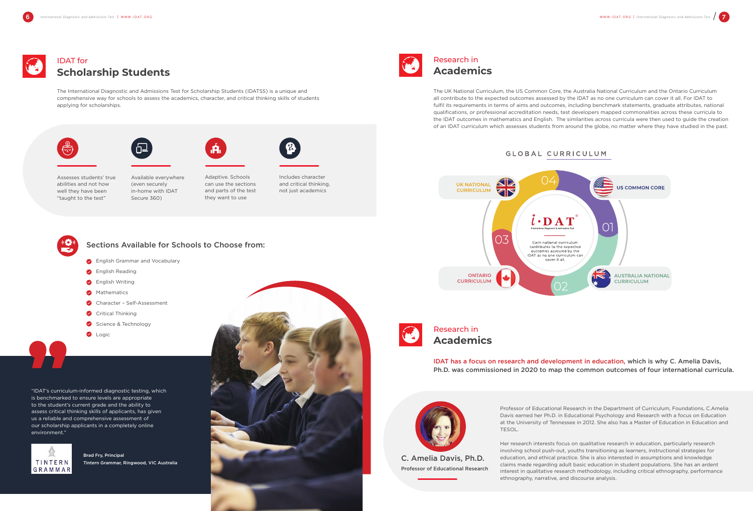## IDAT for
# Scholarship Students

The International Diagnostic and Admissions Test for Scholarship Students (IDATSS) is a unique and comprehensive way for schools to assess the academics, character, and critical thinking skills of students applying for scholarships.

- Assesses students' true abilities and not how well they have been "taught to the test"
- Available everywhere (even securely in-home with IDAT Secure 360)
- Adaptive. Schools can use the sections and parts of the test they want to use
- Includes character and critical thinking, not just academics

### Sections Available for Schools to Choose from:

- English Grammar and Vocabulary
- English Reading
- English Writing
- Mathematics
- Character – Self-Assessment
- Critical Thinking
- Science & Technology
- Logic

> "IDAT's curriculum-informed diagnostic testing, which is benchmarked to ensure levels are appropriate to the student's current grade and the ability to assess critical thinking skills of applicants, has given us a reliable and comprehensive assessment of our scholarship applicants in a completely online environment."
>
> **Brad Fry, Principal**
> **Tintern Grammar, Ringwood, VIC Australia**

## Research in
# Academics

The UK National Curriculum, the US Common Core, the Australia National Curriculum and the Ontario Curriculum all contribute to the expected outcomes assessed by the IDAT as no one curriculum can cover it all. For IDAT to fulfil its requirements in terms of aims and outcomes, including benchmark statements, graduate attributes, national qualifications, or professional accreditation needs, test developers mapped commonalities across these curricula to the IDAT outcomes in mathematics and English. The similarities across curricula were then used to guide the creation of an IDAT curriculum which assesses students from around the globe, no matter where they have studied in the past.

### GLOBAL CURRICULUM

- 01 US COMMON CORE
- 02 AUSTRALIA NATIONAL CURRICULUM
- 03 ONTARIO CURRICULUM
- 04 UK NATIONAL CURRICULUM

i·DAT — International Diagnostic & Admissions Test

Each national curriculum contributes to the expected outcomes assessed by the IDAT as no one curriculum can cover it all.

## Research in
# Academics

**IDAT has a focus on research and development in education, which is why C. Amelia Davis, Ph.D. was commissioned in 2020 to map the common outcomes of four international curricula.**

**C. Amelia Davis, Ph.D.**
**Professor of Educational Research**

Professor of Educational Research in the Department of Curriculum, Foundations, C.Amelia Davis earned her Ph.D. in Educational Psychology and Research with a focus on Education at the University of Tennessee in 2012. She also has a Master of Education in Education and TESOL.

Her research interests focus on qualitative research in education, particularly research involving school push-out, youths transitioning as learners, instructional strategies for education, and ethical practice. She is also interested in assumptions and knowledge claims made regarding adult basic education in student populations. She has an ardent interest in qualitative research methodology, including critical ethnography, performance ethnography, narrative, and discourse analysis.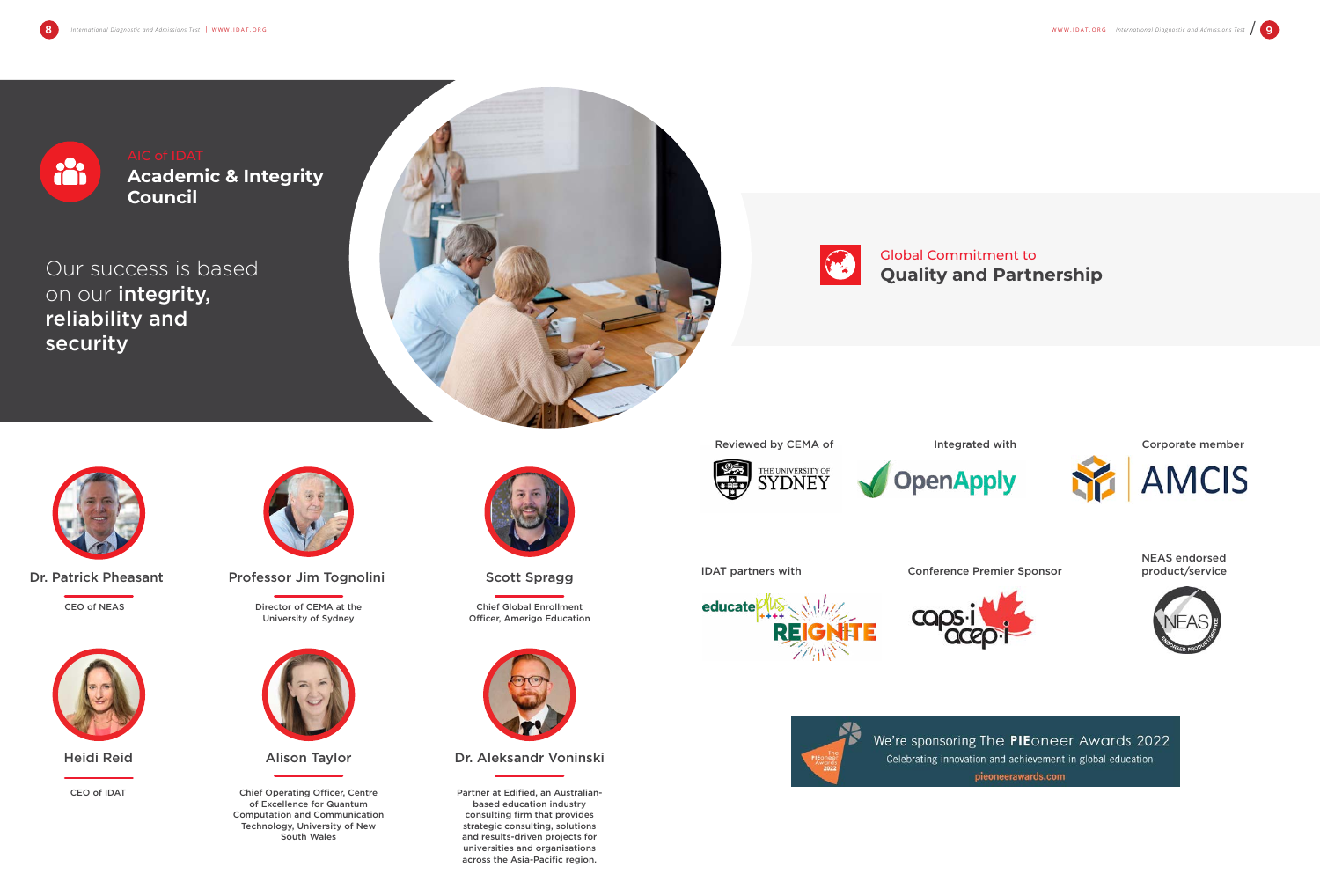AIC of IDAT

## Academic & Integrity Council

Our success is based on our **integrity, reliability and security**

**Dr. Patrick Pheasant**

CEO of NEAS

**Professor Jim Tognolini**

Director of CEMA at the University of Sydney

**Scott Spragg**

Chief Global Enrollment Officer, Amerigo Education

**Heidi Reid**

CEO of IDAT

**Alison Taylor**

Chief Operating Officer, Centre of Excellence for Quantum Computation and Communication Technology, University of New South Wales

**Dr. Aleksandr Voninski**

Partner at Edified, an Australian-based education industry consulting firm that provides strategic consulting, solutions and results-driven projects for universities and organisations across the Asia-Pacific region.

Global Commitment to

## Quality and Partnership

Reviewed by CEMA of The University of Sydney

Integrated with OpenApply

Corporate member AMCIS

IDAT partners with educate plus REIGNITE

Conference Premier Sponsor caps-i acep-i

NEAS endorsed product/service

We're sponsoring The PIEoneer Awards 2022

Celebrating innovation and achievement in global education

pieoneerawards.com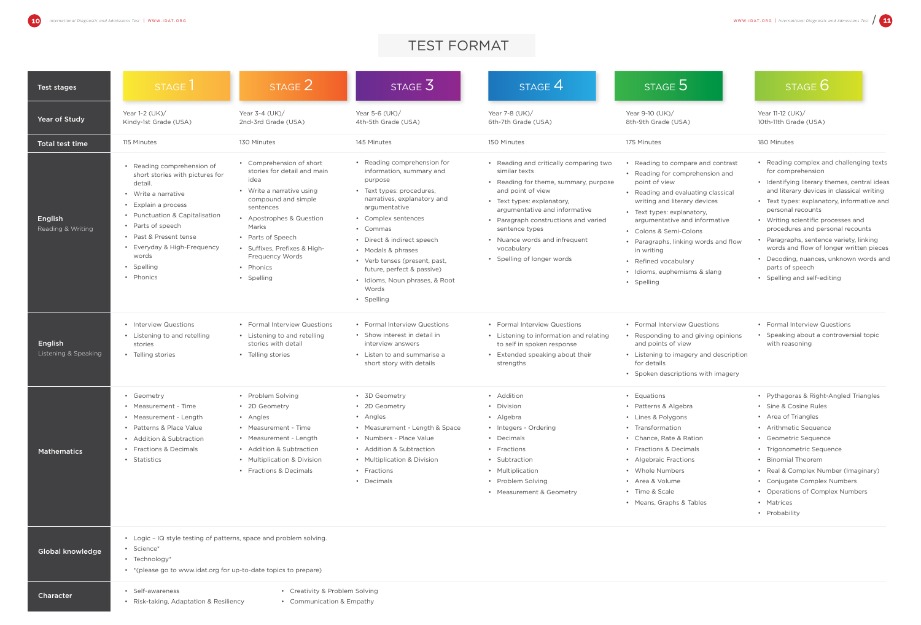# TEST FORMAT

| Test stages | STAGE 1 | STAGE 2 | STAGE 3 | STAGE 4 | STAGE 5 | STAGE 6 |
|---|---|---|---|---|---|---|
| **Year of Study** | Year 1-2 (UK)/ Kindy-1st Grade (USA) | Year 3-4 (UK)/ 2nd-3rd Grade (USA) | Year 5-6 (UK)/ 4th-5th Grade (USA) | Year 7-8 (UK)/ 6th-7th Grade (USA) | Year 9-10 (UK)/ 8th-9th Grade (USA) | Year 11-12 (UK)/ 10th-11th Grade (USA) |
| **Total test time** | 115 Minutes | 130 Minutes | 145 Minutes | 150 Minutes | 175 Minutes | 180 Minutes |
| **English** Reading & Writing | • Reading comprehension of short stories with pictures for detail.<br>• Write a narrative<br>• Explain a process<br>• Punctuation & Capitalisation<br>• Parts of speech<br>• Past & Present tense<br>• Everyday & High-Frequency words<br>• Spelling<br>• Phonics | • Comprehension of short stories for detail and main idea<br>• Write a narrative using compound and simple sentences<br>• Apostrophes & Question Marks<br>• Parts of Speech<br>• Suffixes, Prefixes & High-Frequency Words<br>• Phonics<br>• Spelling | • Reading comprehension for information, summary and purpose<br>• Text types: procedures, narratives, explanatory and argumentative<br>• Complex sentences<br>• Commas<br>• Direct & indirect speech<br>• Modals & phrases<br>• Verb tenses (present, past, future, perfect & passive)<br>• Idioms, Noun phrases, & Root Words<br>• Spelling | • Reading and critically comparing two similar texts<br>• Reading for theme, summary, purpose and point of view<br>• Text types: explanatory, argumentative and informative<br>• Paragraph constructions and varied sentence types<br>• Nuance words and infrequent vocabulary<br>• Spelling of longer words | • Reading to compare and contrast<br>• Reading for comprehension and point of view<br>• Reading and evaluating classical writing and literary devices<br>• Text types: explanatory, argumentative and informative<br>• Colons & Semi-Colons<br>• Paragraphs, linking words and flow in writing<br>• Refined vocabulary<br>• Idioms, euphemisms & slang<br>• Spelling | • Reading complex and challenging texts for comprehension<br>• Identifying literary themes, central ideas and literary devices in classical writing<br>• Text types: explanatory, informative and personal recounts<br>• Writing scientific processes and procedures and personal recounts<br>• Paragraphs, sentence variety, linking words and flow of longer written pieces<br>• Decoding, nuances, unknown words and parts of speech<br>• Spelling and self-editing |
| **English** Listening & Speaking | • Interview Questions<br>• Listening to and retelling stories<br>• Telling stories | • Formal Interview Questions<br>• Listening to and retelling stories with detail<br>• Telling stories | • Formal Interview Questions<br>• Show interest in detail in interview answers<br>• Listen to and summarise a short story with details | • Formal Interview Questions<br>• Listening to information and relating to self in spoken response<br>• Extended speaking about their strengths | • Formal Interview Questions<br>• Responding to and giving opinions and points of view<br>• Listening to imagery and description for details<br>• Spoken descriptions with imagery | • Formal Interview Questions<br>• Speaking about a controversial topic with reasoning |
| **Mathematics** | • Geometry<br>• Measurement - Time<br>• Measurement - Length<br>• Patterns & Place Value<br>• Addition & Subtraction<br>• Fractions & Decimals<br>• Statistics | • Problem Solving<br>• 2D Geometry<br>• Angles<br>• Measurement - Time<br>• Measurement - Length<br>• Addition & Subtraction<br>• Multiplication & Division<br>• Fractions & Decimals | • 3D Geometry<br>• 2D Geometry<br>• Angles<br>• Measurement - Length & Space<br>• Numbers - Place Value<br>• Addition & Subtraction<br>• Multiplication & Division<br>• Fractions<br>• Decimals | • Addition<br>• Division<br>• Algebra<br>• Integers - Ordering<br>• Decimals<br>• Fractions<br>• Subtraction<br>• Multiplication<br>• Problem Solving<br>• Measurement & Geometry | • Equations<br>• Patterns & Algebra<br>• Lines & Polygons<br>• Transformation<br>• Chance, Rate & Ration<br>• Fractions & Decimals<br>• Algebraic Fractions<br>• Whole Numbers<br>• Area & Volume<br>• Time & Scale<br>• Means, Graphs & Tables | • Pythagoras & Right-Angled Triangles<br>• Sine & Cosine Rules<br>• Area of Triangles<br>• Arithmetic Sequence<br>• Geometric Sequence<br>• Trigonometric Sequence<br>• Binomial Theorem<br>• Real & Complex Number (Imaginary)<br>• Conjugate Complex Numbers<br>• Operations of Complex Numbers<br>• Matrices<br>• Probability |
| **Global knowledge** | • Logic – IQ style testing of patterns, space and problem solving.<br>• Science*<br>• Technology*<br>• *(please go to www.idat.org for up-to-date topics to prepare) | | | | | |
| **Character** | • Self-awareness<br>• Risk-taking, Adaptation & Resiliency | • Creativity & Problem Solving<br>• Communication & Empathy | | | | |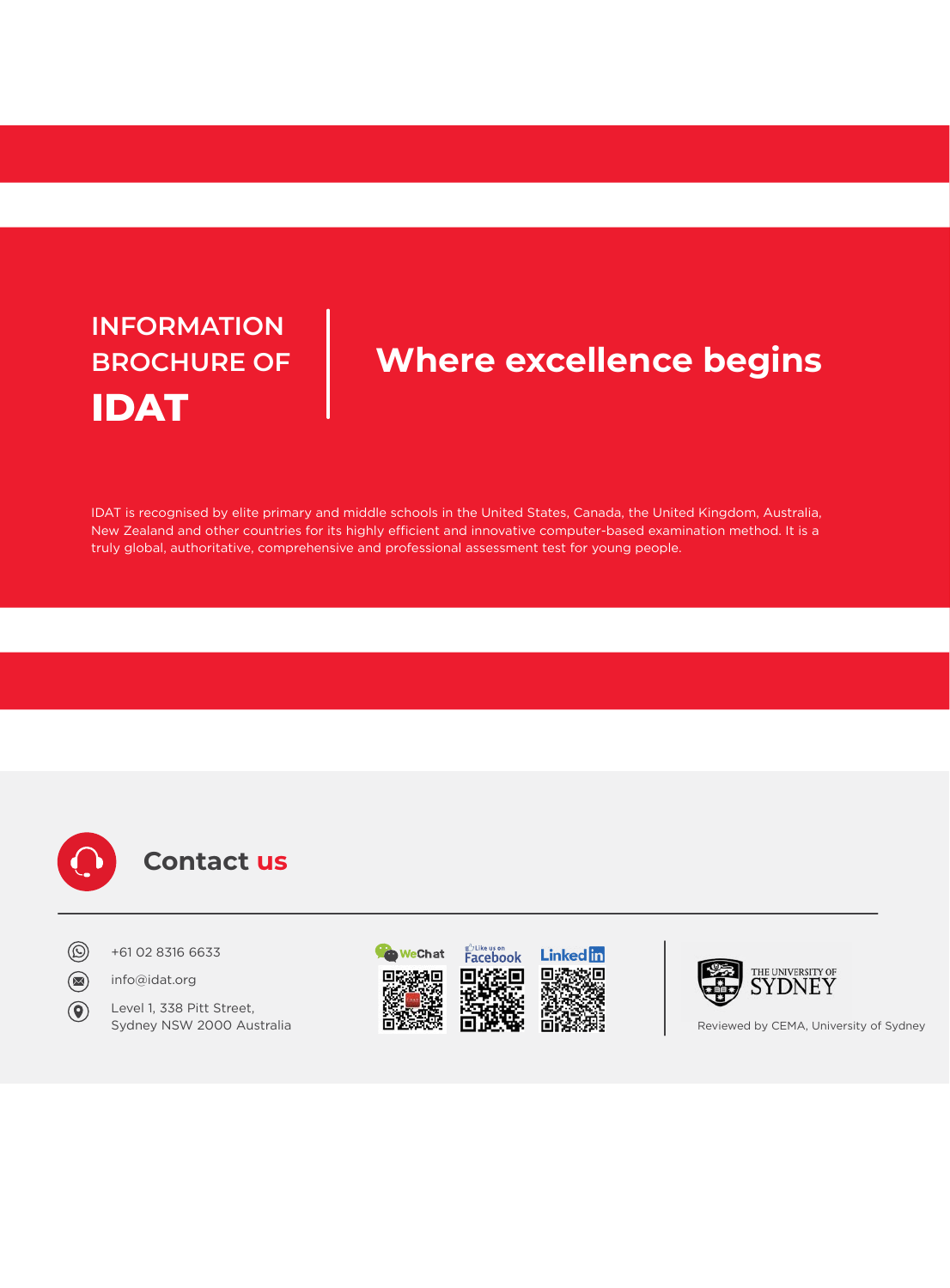INFORMATION BROCHURE OF

# IDAT

## Where excellence begins

IDAT is recognised by elite primary and middle schools in the United States, Canada, the United Kingdom, Australia, New Zealand and other countries for its highly efficient and innovative computer-based examination method. It is a truly global, authoritative, comprehensive and professional assessment test for young people.

## Contact us

+61 02 8316 6633

info@idat.org

Level 1, 338 Pitt Street,
Sydney NSW 2000 Australia

WeChat

Like us on Facebook

LinkedIn

THE UNIVERSITY OF SYDNEY

Reviewed by CEMA, University of Sydney